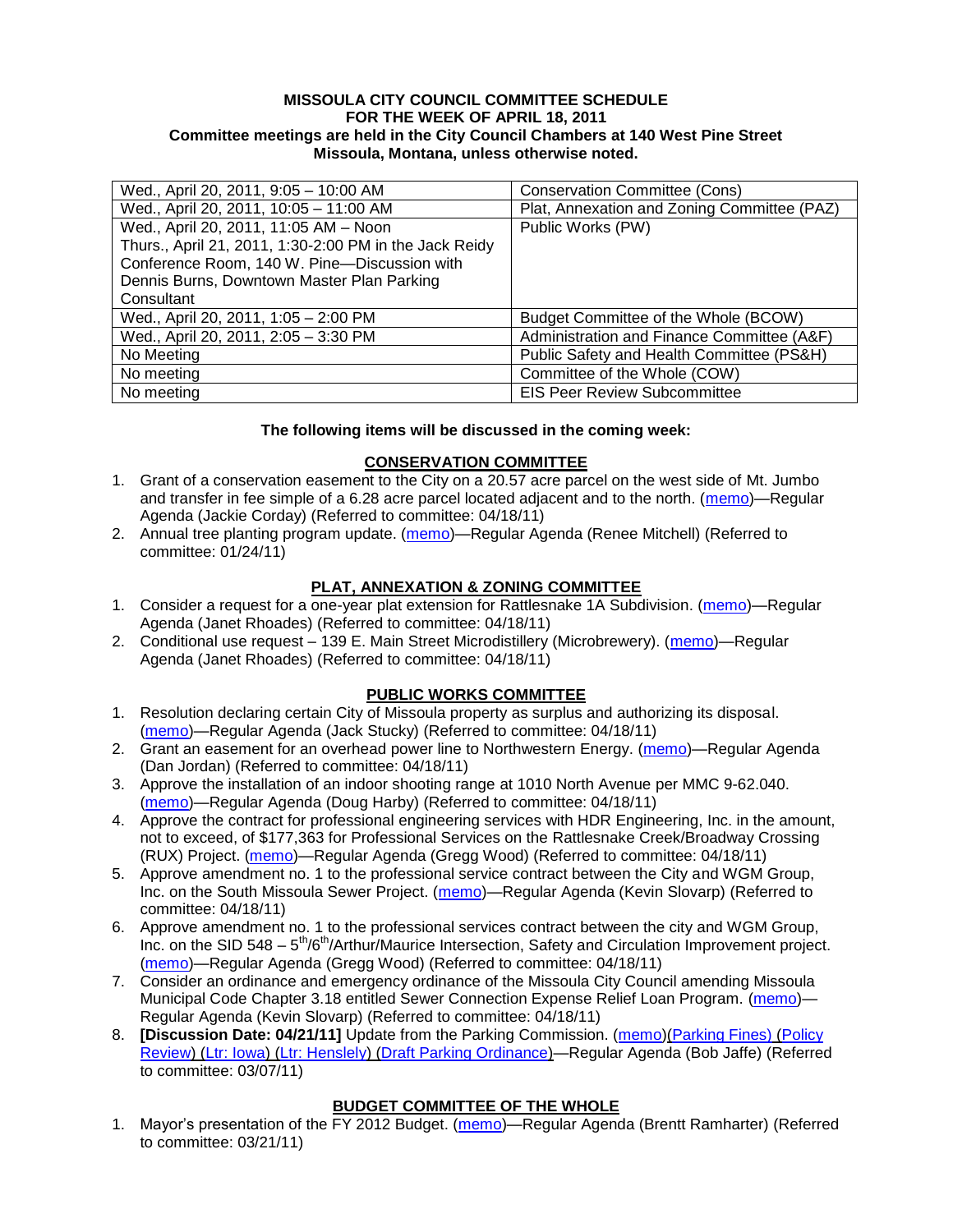**MISSOULA CITY COUNCIL COMMITTEE SCHEDULE**
**FOR THE WEEK OF APRIL 18, 2011**
**Committee meetings are held in the City Council Chambers at 140 West Pine Street**
**Missoula, Montana, unless otherwise noted.**

| | |
|---|---|
| Wed., April 20, 2011, 9:05 – 10:00 AM | Conservation Committee (Cons) |
| Wed., April 20, 2011, 10:05 – 11:00 AM | Plat, Annexation and Zoning Committee (PAZ) |
| Wed., April 20, 2011, 11:05 AM – Noon<br>Thurs., April 21, 2011, 1:30-2:00 PM in the Jack Reidy Conference Room, 140 W. Pine—Discussion with Dennis Burns, Downtown Master Plan Parking Consultant | Public Works (PW) |
| Wed., April 20, 2011, 1:05 – 2:00 PM | Budget Committee of the Whole (BCOW) |
| Wed., April 20, 2011, 2:05 – 3:30 PM | Administration and Finance Committee (A&F) |
| No Meeting | Public Safety and Health Committee (PS&H) |
| No meeting | Committee of the Whole (COW) |
| No meeting | EIS Peer Review Subcommittee |

**The following items will be discussed in the coming week:**

## CONSERVATION COMMITTEE

1. Grant of a conservation easement to the City on a 20.57 acre parcel on the west side of Mt. Jumbo and transfer in fee simple of a 6.28 acre parcel located adjacent and to the north. (memo)—Regular Agenda (Jackie Corday) (Referred to committee: 04/18/11)
2. Annual tree planting program update. (memo)—Regular Agenda (Renee Mitchell) (Referred to committee: 01/24/11)

## PLAT, ANNEXATION & ZONING COMMITTEE

1. Consider a request for a one-year plat extension for Rattlesnake 1A Subdivision. (memo)—Regular Agenda (Janet Rhoades) (Referred to committee: 04/18/11)
2. Conditional use request – 139 E. Main Street Microdistillery (Microbrewery). (memo)—Regular Agenda (Janet Rhoades) (Referred to committee: 04/18/11)

## PUBLIC WORKS COMMITTEE

1. Resolution declaring certain City of Missoula property as surplus and authorizing its disposal. (memo)—Regular Agenda (Jack Stucky) (Referred to committee: 04/18/11)
2. Grant an easement for an overhead power line to Northwestern Energy. (memo)—Regular Agenda (Dan Jordan) (Referred to committee: 04/18/11)
3. Approve the installation of an indoor shooting range at 1010 North Avenue per MMC 9-62.040. (memo)—Regular Agenda (Doug Harby) (Referred to committee: 04/18/11)
4. Approve the contract for professional engineering services with HDR Engineering, Inc. in the amount, not to exceed, of $177,363 for Professional Services on the Rattlesnake Creek/Broadway Crossing (RUX) Project. (memo)—Regular Agenda (Gregg Wood) (Referred to committee: 04/18/11)
5. Approve amendment no. 1 to the professional service contract between the City and WGM Group, Inc. on the South Missoula Sewer Project. (memo)—Regular Agenda (Kevin Slovarp) (Referred to committee: 04/18/11)
6. Approve amendment no. 1 to the professional services contract between the city and WGM Group, Inc. on the SID 548 – 5th/6th/Arthur/Maurice Intersection, Safety and Circulation Improvement project. (memo)—Regular Agenda (Gregg Wood) (Referred to committee: 04/18/11)
7. Consider an ordinance and emergency ordinance of the Missoula City Council amending Missoula Municipal Code Chapter 3.18 entitled Sewer Connection Expense Relief Loan Program. (memo)—Regular Agenda (Kevin Slovarp) (Referred to committee: 04/18/11)
8. **[Discussion Date: 04/21/11]** Update from the Parking Commission. (memo)(Parking Fines) (Policy Review) (Ltr: Iowa) (Ltr: Henslely) (Draft Parking Ordinance)—Regular Agenda (Bob Jaffe) (Referred to committee: 03/07/11)

## BUDGET COMMITTEE OF THE WHOLE

1. Mayor's presentation of the FY 2012 Budget. (memo)—Regular Agenda (Brentt Ramharter) (Referred to committee: 03/21/11)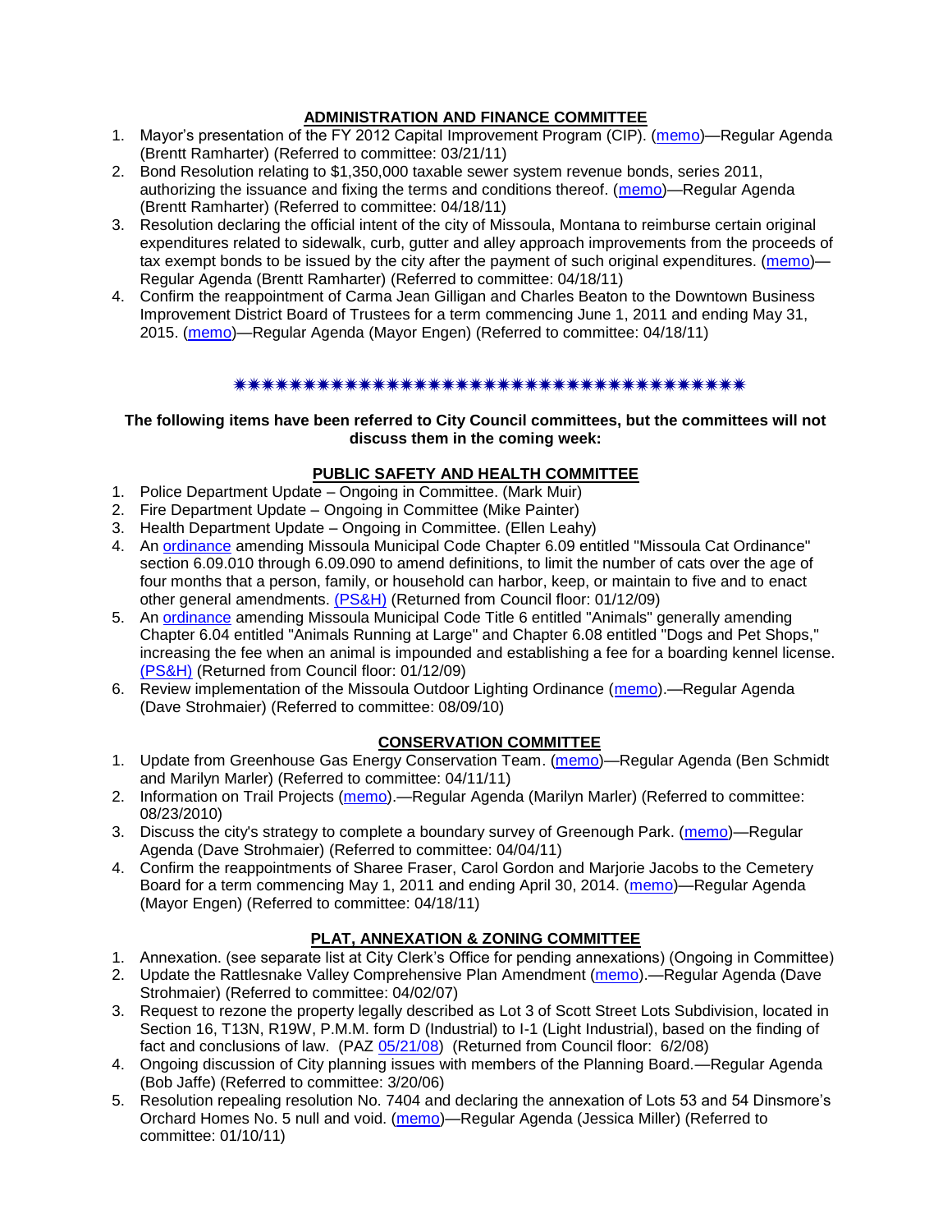## ADMINISTRATION AND FINANCE COMMITTEE

1. Mayor's presentation of the FY 2012 Capital Improvement Program (CIP). (memo)—Regular Agenda (Brentt Ramharter) (Referred to committee: 03/21/11)
2. Bond Resolution relating to $1,350,000 taxable sewer system revenue bonds, series 2011, authorizing the issuance and fixing the terms and conditions thereof. (memo)—Regular Agenda (Brentt Ramharter) (Referred to committee: 04/18/11)
3. Resolution declaring the official intent of the city of Missoula, Montana to reimburse certain original expenditures related to sidewalk, curb, gutter and alley approach improvements from the proceeds of tax exempt bonds to be issued by the city after the payment of such original expenditures. (memo)—Regular Agenda (Brentt Ramharter) (Referred to committee: 04/18/11)
4. Confirm the reappointment of Carma Jean Gilligan and Charles Beaton to the Downtown Business Improvement District Board of Trustees for a term commencing June 1, 2011 and ending May 31, 2015. (memo)—Regular Agenda (Mayor Engen) (Referred to committee: 04/18/11)

✷✷✷✷✷✷✷✷✷✷✷✷✷✷✷✷✷✷✷✷✷✷✷✷✷✷✷✷✷✷✷✷✷✷✷✷✷✷

**The following items have been referred to City Council committees, but the committees will not discuss them in the coming week:**

## PUBLIC SAFETY AND HEALTH COMMITTEE

1. Police Department Update – Ongoing in Committee. (Mark Muir)
2. Fire Department Update – Ongoing in Committee (Mike Painter)
3. Health Department Update – Ongoing in Committee. (Ellen Leahy)
4. An ordinance amending Missoula Municipal Code Chapter 6.09 entitled "Missoula Cat Ordinance" section 6.09.010 through 6.09.090 to amend definitions, to limit the number of cats over the age of four months that a person, family, or household can harbor, keep, or maintain to five and to enact other general amendments. (PS&H) (Returned from Council floor: 01/12/09)
5. An ordinance amending Missoula Municipal Code Title 6 entitled "Animals" generally amending Chapter 6.04 entitled "Animals Running at Large" and Chapter 6.08 entitled "Dogs and Pet Shops," increasing the fee when an animal is impounded and establishing a fee for a boarding kennel license. (PS&H) (Returned from Council floor: 01/12/09)
6. Review implementation of the Missoula Outdoor Lighting Ordinance (memo).—Regular Agenda (Dave Strohmaier) (Referred to committee: 08/09/10)

## CONSERVATION COMMITTEE

1. Update from Greenhouse Gas Energy Conservation Team. (memo)—Regular Agenda (Ben Schmidt and Marilyn Marler) (Referred to committee: 04/11/11)
2. Information on Trail Projects (memo).—Regular Agenda (Marilyn Marler) (Referred to committee: 08/23/2010)
3. Discuss the city's strategy to complete a boundary survey of Greenough Park. (memo)—Regular Agenda (Dave Strohmaier) (Referred to committee: 04/04/11)
4. Confirm the reappointments of Sharee Fraser, Carol Gordon and Marjorie Jacobs to the Cemetery Board for a term commencing May 1, 2011 and ending April 30, 2014. (memo)—Regular Agenda (Mayor Engen) (Referred to committee: 04/18/11)

## PLAT, ANNEXATION & ZONING COMMITTEE

1. Annexation. (see separate list at City Clerk's Office for pending annexations) (Ongoing in Committee)
2. Update the Rattlesnake Valley Comprehensive Plan Amendment (memo).—Regular Agenda (Dave Strohmaier) (Referred to committee: 04/02/07)
3. Request to rezone the property legally described as Lot 3 of Scott Street Lots Subdivision, located in Section 16, T13N, R19W, P.M.M. form D (Industrial) to I-1 (Light Industrial), based on the finding of fact and conclusions of law. (PAZ 05/21/08) (Returned from Council floor: 6/2/08)
4. Ongoing discussion of City planning issues with members of the Planning Board.—Regular Agenda (Bob Jaffe) (Referred to committee: 3/20/06)
5. Resolution repealing resolution No. 7404 and declaring the annexation of Lots 53 and 54 Dinsmore's Orchard Homes No. 5 null and void. (memo)—Regular Agenda (Jessica Miller) (Referred to committee: 01/10/11)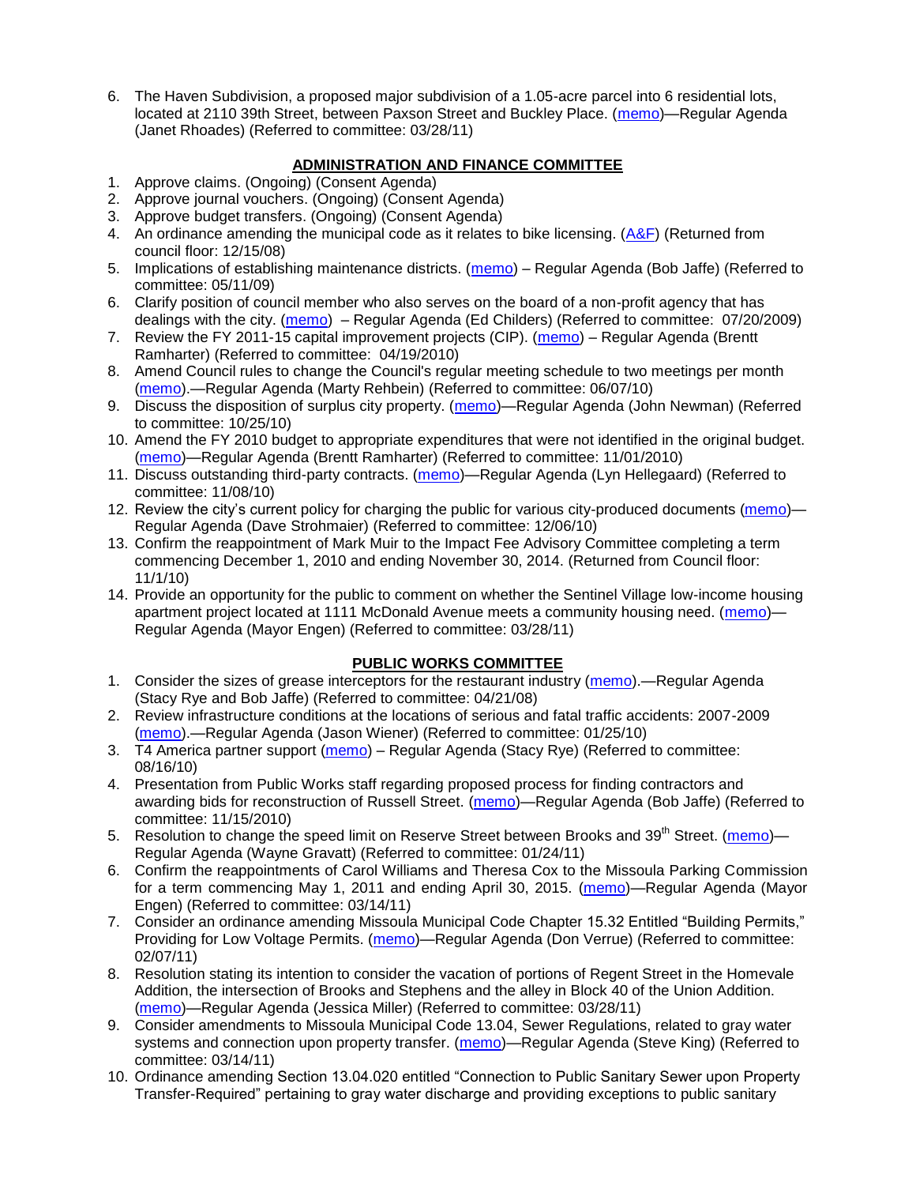6. The Haven Subdivision, a proposed major subdivision of a 1.05-acre parcel into 6 residential lots, located at 2110 39th Street, between Paxson Street and Buckley Place. (memo)—Regular Agenda (Janet Rhoades) (Referred to committee: 03/28/11)

## ADMINISTRATION AND FINANCE COMMITTEE

1. Approve claims. (Ongoing) (Consent Agenda)
2. Approve journal vouchers. (Ongoing) (Consent Agenda)
3. Approve budget transfers. (Ongoing) (Consent Agenda)
4. An ordinance amending the municipal code as it relates to bike licensing. (A&F) (Returned from council floor: 12/15/08)
5. Implications of establishing maintenance districts. (memo) – Regular Agenda (Bob Jaffe) (Referred to committee: 05/11/09)
6. Clarify position of council member who also serves on the board of a non-profit agency that has dealings with the city. (memo) – Regular Agenda (Ed Childers) (Referred to committee: 07/20/2009)
7. Review the FY 2011-15 capital improvement projects (CIP). (memo) – Regular Agenda (Brentt Ramharter) (Referred to committee: 04/19/2010)
8. Amend Council rules to change the Council's regular meeting schedule to two meetings per month (memo).—Regular Agenda (Marty Rehbein) (Referred to committee: 06/07/10)
9. Discuss the disposition of surplus city property. (memo)—Regular Agenda (John Newman) (Referred to committee: 10/25/10)
10. Amend the FY 2010 budget to appropriate expenditures that were not identified in the original budget. (memo)—Regular Agenda (Brentt Ramharter) (Referred to committee: 11/01/2010)
11. Discuss outstanding third-party contracts. (memo)—Regular Agenda (Lyn Hellegaard) (Referred to committee: 11/08/10)
12. Review the city's current policy for charging the public for various city-produced documents (memo)—Regular Agenda (Dave Strohmaier) (Referred to committee: 12/06/10)
13. Confirm the reappointment of Mark Muir to the Impact Fee Advisory Committee completing a term commencing December 1, 2010 and ending November 30, 2014. (Returned from Council floor: 11/1/10)
14. Provide an opportunity for the public to comment on whether the Sentinel Village low-income housing apartment project located at 1111 McDonald Avenue meets a community housing need. (memo)—Regular Agenda (Mayor Engen) (Referred to committee: 03/28/11)

## PUBLIC WORKS COMMITTEE

1. Consider the sizes of grease interceptors for the restaurant industry (memo).—Regular Agenda (Stacy Rye and Bob Jaffe) (Referred to committee: 04/21/08)
2. Review infrastructure conditions at the locations of serious and fatal traffic accidents: 2007-2009 (memo).—Regular Agenda (Jason Wiener) (Referred to committee: 01/25/10)
3. T4 America partner support (memo) – Regular Agenda (Stacy Rye) (Referred to committee: 08/16/10)
4. Presentation from Public Works staff regarding proposed process for finding contractors and awarding bids for reconstruction of Russell Street. (memo)—Regular Agenda (Bob Jaffe) (Referred to committee: 11/15/2010)
5. Resolution to change the speed limit on Reserve Street between Brooks and 39th Street. (memo)—Regular Agenda (Wayne Gravatt) (Referred to committee: 01/24/11)
6. Confirm the reappointments of Carol Williams and Theresa Cox to the Missoula Parking Commission for a term commencing May 1, 2011 and ending April 30, 2015. (memo)—Regular Agenda (Mayor Engen) (Referred to committee: 03/14/11)
7. Consider an ordinance amending Missoula Municipal Code Chapter 15.32 Entitled "Building Permits," Providing for Low Voltage Permits. (memo)—Regular Agenda (Don Verrue) (Referred to committee: 02/07/11)
8. Resolution stating its intention to consider the vacation of portions of Regent Street in the Homevale Addition, the intersection of Brooks and Stephens and the alley in Block 40 of the Union Addition. (memo)—Regular Agenda (Jessica Miller) (Referred to committee: 03/28/11)
9. Consider amendments to Missoula Municipal Code 13.04, Sewer Regulations, related to gray water systems and connection upon property transfer. (memo)—Regular Agenda (Steve King) (Referred to committee: 03/14/11)
10. Ordinance amending Section 13.04.020 entitled "Connection to Public Sanitary Sewer upon Property Transfer-Required" pertaining to gray water discharge and providing exceptions to public sanitary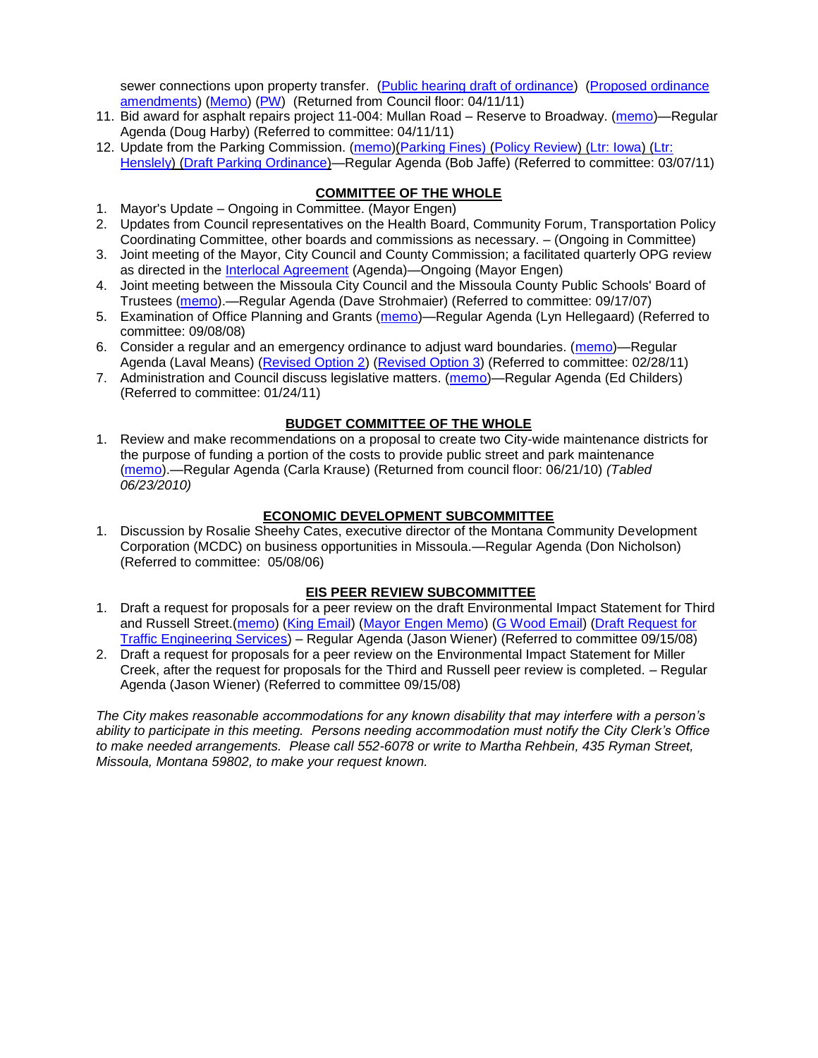sewer connections upon property transfer. (Public hearing draft of ordinance) (Proposed ordinance amendments) (Memo) (PW) (Returned from Council floor: 04/11/11)

11. Bid award for asphalt repairs project 11-004: Mullan Road – Reserve to Broadway. (memo)—Regular Agenda (Doug Harby) (Referred to committee: 04/11/11)
12. Update from the Parking Commission. (memo)(Parking Fines) (Policy Review) (Ltr: Iowa) (Ltr: Henslely) (Draft Parking Ordinance)—Regular Agenda (Bob Jaffe) (Referred to committee: 03/07/11)

## COMMITTEE OF THE WHOLE

1. Mayor's Update – Ongoing in Committee. (Mayor Engen)
2. Updates from Council representatives on the Health Board, Community Forum, Transportation Policy Coordinating Committee, other boards and commissions as necessary. – (Ongoing in Committee)
3. Joint meeting of the Mayor, City Council and County Commission; a facilitated quarterly OPG review as directed in the Interlocal Agreement (Agenda)—Ongoing (Mayor Engen)
4. Joint meeting between the Missoula City Council and the Missoula County Public Schools' Board of Trustees (memo).—Regular Agenda (Dave Strohmaier) (Referred to committee: 09/17/07)
5. Examination of Office Planning and Grants (memo)—Regular Agenda (Lyn Hellegaard) (Referred to committee: 09/08/08)
6. Consider a regular and an emergency ordinance to adjust ward boundaries. (memo)—Regular Agenda (Laval Means) (Revised Option 2) (Revised Option 3) (Referred to committee: 02/28/11)
7. Administration and Council discuss legislative matters. (memo)—Regular Agenda (Ed Childers) (Referred to committee: 01/24/11)

## BUDGET COMMITTEE OF THE WHOLE

1. Review and make recommendations on a proposal to create two City-wide maintenance districts for the purpose of funding a portion of the costs to provide public street and park maintenance (memo).—Regular Agenda (Carla Krause) (Returned from council floor: 06/21/10) *(Tabled 06/23/2010)*

## ECONOMIC DEVELOPMENT SUBCOMMITTEE

1. Discussion by Rosalie Sheehy Cates, executive director of the Montana Community Development Corporation (MCDC) on business opportunities in Missoula.—Regular Agenda (Don Nicholson) (Referred to committee: 05/08/06)

## EIS PEER REVIEW SUBCOMMITTEE

1. Draft a request for proposals for a peer review on the draft Environmental Impact Statement for Third and Russell Street.(memo) (King Email) (Mayor Engen Memo) (G Wood Email) (Draft Request for Traffic Engineering Services) – Regular Agenda (Jason Wiener) (Referred to committee 09/15/08)
2. Draft a request for proposals for a peer review on the Environmental Impact Statement for Miller Creek, after the request for proposals for the Third and Russell peer review is completed. – Regular Agenda (Jason Wiener) (Referred to committee 09/15/08)

*The City makes reasonable accommodations for any known disability that may interfere with a person's ability to participate in this meeting. Persons needing accommodation must notify the City Clerk's Office to make needed arrangements. Please call 552-6078 or write to Martha Rehbein, 435 Ryman Street, Missoula, Montana 59802, to make your request known.*